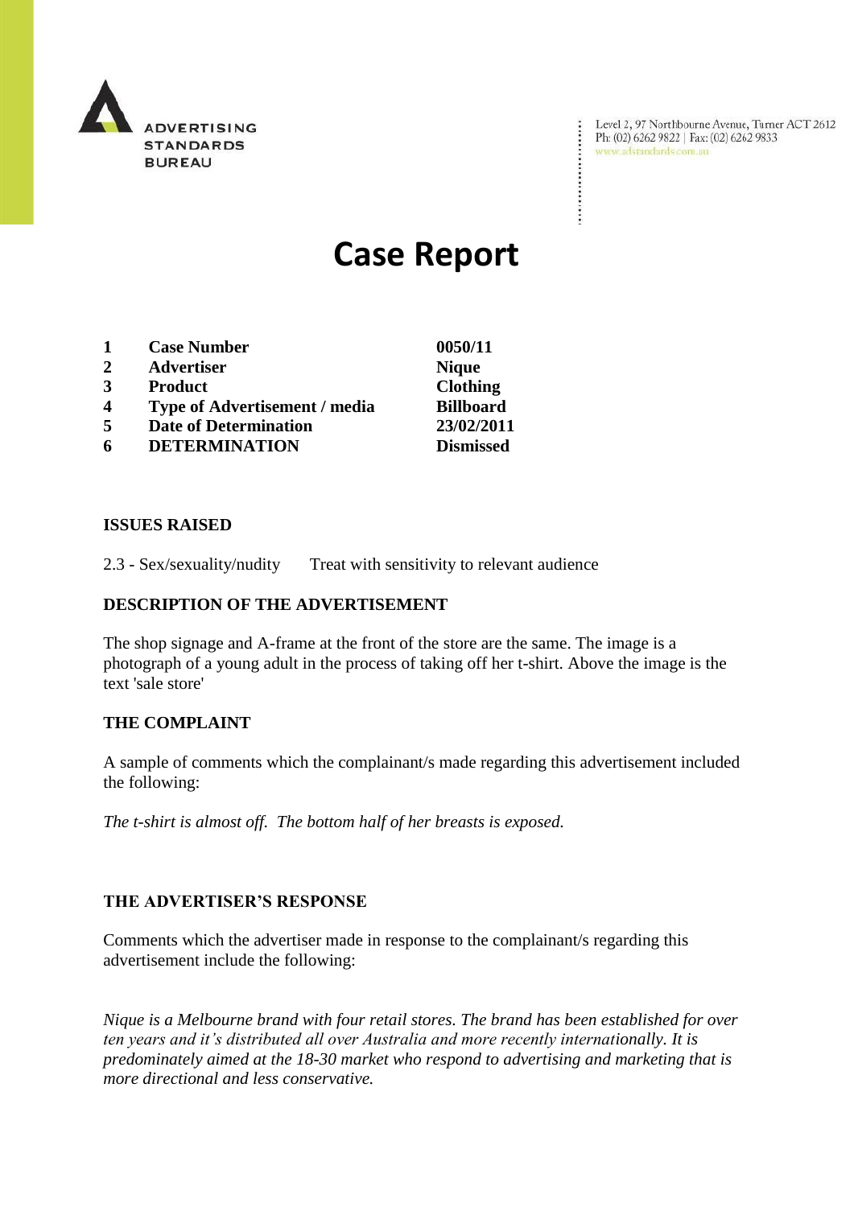ADVERTISING STANDARDS BUREAU

Level 2, 97 Northbourne Avenue, Turner ACT 2612
Ph: (02) 6262 9822 | Fax: (02) 6262 9833
www.adstandards.com.au

# Case Report

| | | |
|---|---|---|
| **1** | **Case Number** | **0050/11** |
| **2** | **Advertiser** | **Nique** |
| **3** | **Product** | **Clothing** |
| **4** | **Type of Advertisement / media** | **Billboard** |
| **5** | **Date of Determination** | **23/02/2011** |
| **6** | **DETERMINATION** | **Dismissed** |

**ISSUES RAISED**

2.3 - Sex/sexuality/nudity Treat with sensitivity to relevant audience

**DESCRIPTION OF THE ADVERTISEMENT**

The shop signage and A-frame at the front of the store are the same. The image is a photograph of a young adult in the process of taking off her t-shirt. Above the image is the text 'sale store'

**THE COMPLAINT**

A sample of comments which the complainant/s made regarding this advertisement included the following:

*The t-shirt is almost off. The bottom half of her breasts is exposed.*

**THE ADVERTISER'S RESPONSE**

Comments which the advertiser made in response to the complainant/s regarding this advertisement include the following:

*Nique is a Melbourne brand with four retail stores. The brand has been established for over ten years and it's distributed all over Australia and more recently internationally. It is predominately aimed at the 18-30 market who respond to advertising and marketing that is more directional and less conservative.*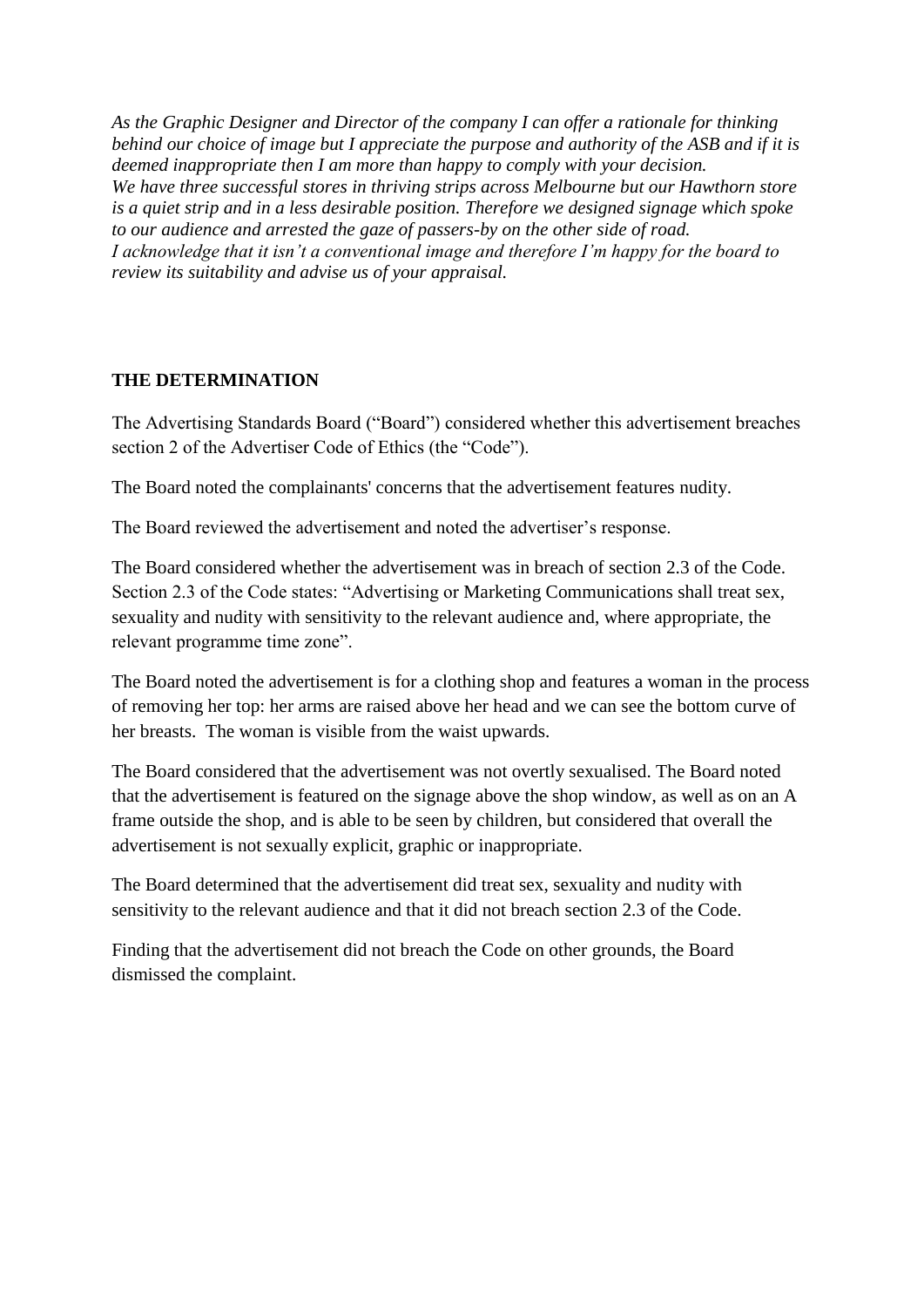*As the Graphic Designer and Director of the company I can offer a rationale for thinking behind our choice of image but I appreciate the purpose and authority of the ASB and if it is deemed inappropriate then I am more than happy to comply with your decision.*
*We have three successful stores in thriving strips across Melbourne but our Hawthorn store is a quiet strip and in a less desirable position. Therefore we designed signage which spoke to our audience and arrested the gaze of passers-by on the other side of road.*
*I acknowledge that it isn't a conventional image and therefore I'm happy for the board to review its suitability and advise us of your appraisal.*

**THE DETERMINATION**

The Advertising Standards Board ("Board") considered whether this advertisement breaches section 2 of the Advertiser Code of Ethics (the "Code").

The Board noted the complainants' concerns that the advertisement features nudity.

The Board reviewed the advertisement and noted the advertiser's response.

The Board considered whether the advertisement was in breach of section 2.3 of the Code. Section 2.3 of the Code states: "Advertising or Marketing Communications shall treat sex, sexuality and nudity with sensitivity to the relevant audience and, where appropriate, the relevant programme time zone".

The Board noted the advertisement is for a clothing shop and features a woman in the process of removing her top: her arms are raised above her head and we can see the bottom curve of her breasts. The woman is visible from the waist upwards.

The Board considered that the advertisement was not overtly sexualised. The Board noted that the advertisement is featured on the signage above the shop window, as well as on an A frame outside the shop, and is able to be seen by children, but considered that overall the advertisement is not sexually explicit, graphic or inappropriate.

The Board determined that the advertisement did treat sex, sexuality and nudity with sensitivity to the relevant audience and that it did not breach section 2.3 of the Code.

Finding that the advertisement did not breach the Code on other grounds, the Board dismissed the complaint.